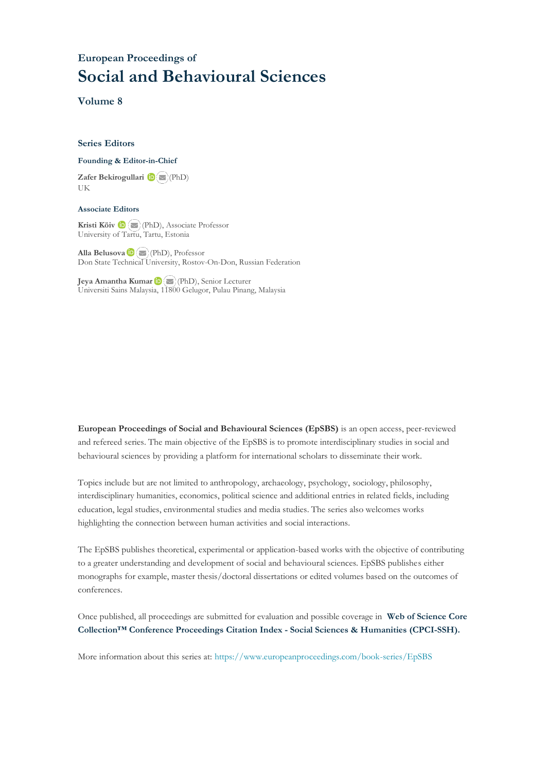European Proceedings of

# Social and Behavioural Sciences

## Volume 8

### Series Editors

**Founding & Editor-in-Chief**

**Zafer Bekirogullari** (PhD)
UK

**Associate Editors**

**Kristi Köiv** (PhD), Associate Professor
University of Tartu, Tartu, Estonia

**Alla Belusova** (PhD), Professor
Don State Technical University, Rostov-On-Don, Russian Federation

**Jeya Amantha Kumar** (PhD), Senior Lecturer
Universiti Sains Malaysia, 11800 Gelugor, Pulau Pinang, Malaysia

**European Proceedings of Social and Behavioural Sciences (EpSBS)** is an open access, peer-reviewed and refereed series. The main objective of the EpSBS is to promote interdisciplinary studies in social and behavioural sciences by providing a platform for international scholars to disseminate their work.

Topics include but are not limited to anthropology, archaeology, psychology, sociology, philosophy, interdisciplinary humanities, economics, political science and additional entries in related fields, including education, legal studies, environmental studies and media studies. The series also welcomes works highlighting the connection between human activities and social interactions.

The EpSBS publishes theoretical, experimental or application-based works with the objective of contributing to a greater understanding and development of social and behavioural sciences. EpSBS publishes either monographs for example, master thesis/doctoral dissertations or edited volumes based on the outcomes of conferences.

Once published, all proceedings are submitted for evaluation and possible coverage in **Web of Science Core Collection™ Conference Proceedings Citation Index - Social Sciences & Humanities (CPCI-SSH).**

More information about this series at: https://www.europeanproceedings.com/book-series/EpSBS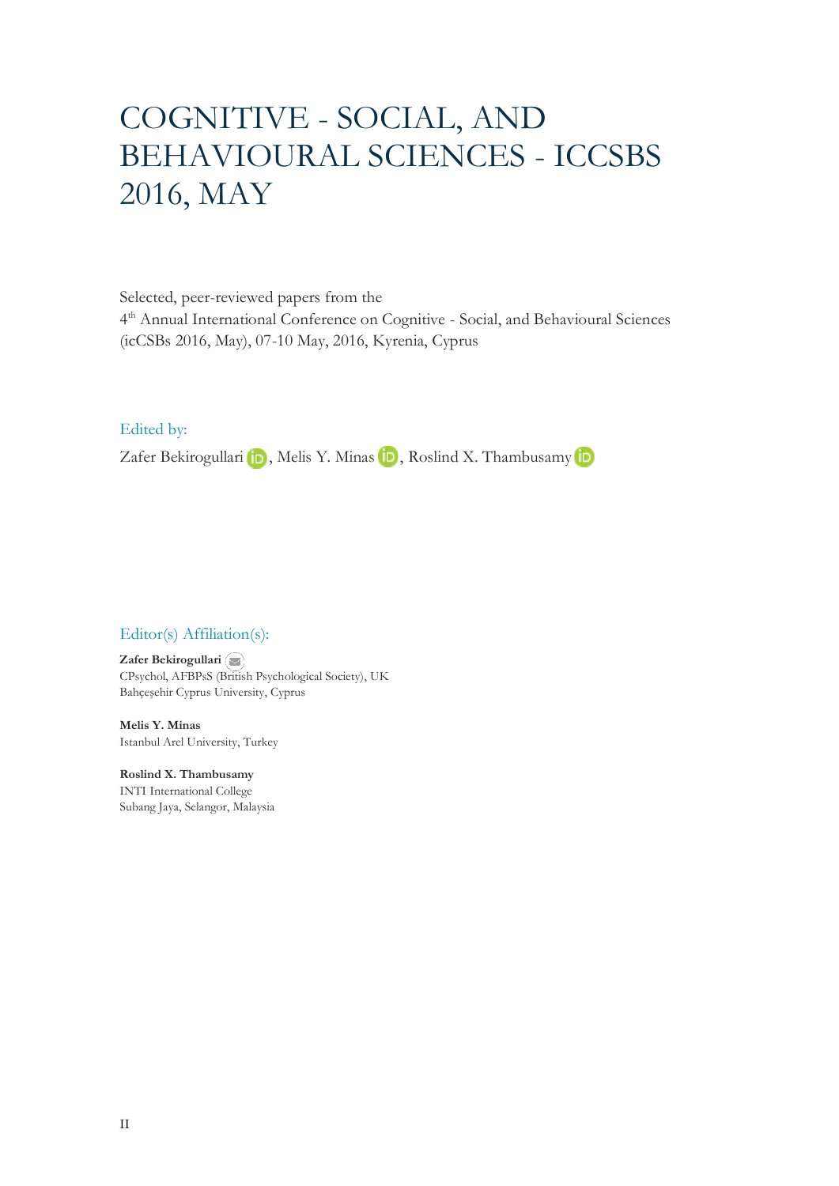# COGNITIVE - SOCIAL, AND BEHAVIOURAL SCIENCES - ICCSBS 2016, MAY

Selected, peer-reviewed papers from the
4th Annual International Conference on Cognitive - Social, and Behavioural Sciences (icCSBs 2016, May), 07-10 May, 2016, Kyrenia, Cyprus

Edited by:

Zafer Bekirogullari, Melis Y. Minas, Roslind X. Thambusamy

Editor(s) Affiliation(s):

**Zafer Bekirogullari**
CPsychol, AFBPsS (British Psychological Society), UK
Bahçeşehir Cyprus University, Cyprus

**Melis Y. Minas**
Istanbul Arel University, Turkey

**Roslind X. Thambusamy**
INTI International College
Subang Jaya, Selangor, Malaysia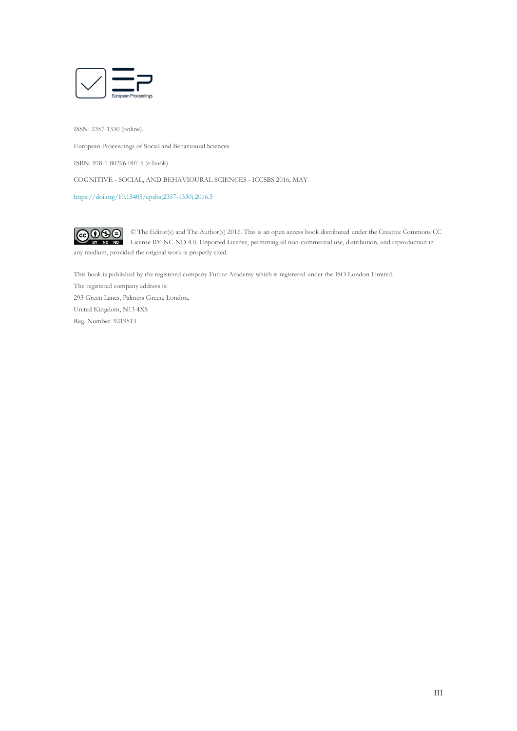ISSN: 2357-1330 (online).

European Proceedings of Social and Behavioural Sciences

ISBN: 978-1-80296-007-5 (e-book)

COGNITIVE - SOCIAL, AND BEHAVIOURAL SCIENCES - ICCSBS 2016, MAY

https://doi.org/10.15405/epsbs(2357-1330).2016.5

© The Editor(s) and The Author(s) 2016. This is an open access book distributed under the Creative Commons CC License BY-NC-ND 4.0. Unported License, permitting all non-commercial use, distribution, and reproduction in any medium, provided the original work is properly cited.

This book is published by the registered company Future Academy which is registered under the ISO London Limited.
The registered company address is:
293 Green Lanes, Palmers Green, London,
United Kingdom, N13 4XS
Reg. Number: 9219513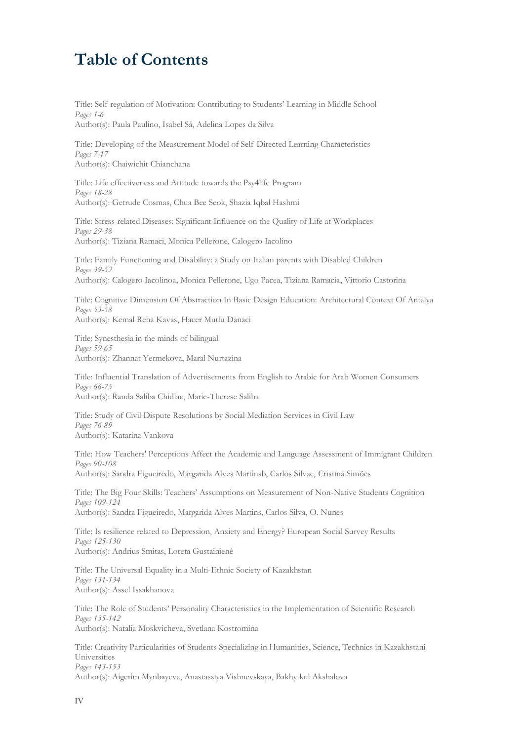# Table of Contents

Title: Self-regulation of Motivation: Contributing to Students' Learning in Middle School
*Pages 1-6*
Author(s): Paula Paulino, Isabel Sá, Adelina Lopes da Silva

Title: Developing of the Measurement Model of Self-Directed Learning Characteristics
*Pages 7-17*
Author(s): Chaiwichit Chianchana

Title: Life effectiveness and Attitude towards the Psy4life Program
*Pages 18-28*
Author(s): Getrude Cosmas, Chua Bee Seok, Shazia Iqbal Hashmi

Title: Stress-related Diseases: Significant Influence on the Quality of Life at Workplaces
*Pages 29-38*
Author(s): Tiziana Ramaci, Monica Pellerone, Calogero Iacolino

Title: Family Functioning and Disability: a Study on Italian parents with Disabled Children
*Pages 39-52*
Author(s): Calogero Iacolinoa, Monica Pellerone, Ugo Pacea, Tiziana Ramacia, Vittorio Castorina

Title: Cognitive Dimension Of Abstraction In Basic Design Education: Architectural Context Of Antalya
*Pages 53-58*
Author(s): Kemal Reha Kavas, Hacer Mutlu Danaci

Title: Synesthesia in the minds of bilingual
*Pages 59-65*
Author(s): Zhannat Yermekova, Maral Nurtazina

Title: Influential Translation of Advertisements from English to Arabic for Arab Women Consumers
*Pages 66-75*
Author(s): Randa Saliba Chidiac, Marie-Therese Saliba

Title: Study of Civil Dispute Resolutions by Social Mediation Services in Civil Law
*Pages 76-89*
Author(s): Katarina Vankova

Title: How Teachers' Perceptions Affect the Academic and Language Assessment of Immigrant Children
*Pages 90-108*
Author(s): Sandra Figueiredo, Margarida Alves Martinsb, Carlos Silvac, Cristina Simões

Title: The Big Four Skills: Teachers' Assumptions on Measurement of Non-Native Students Cognition
*Pages 109-124*
Author(s): Sandra Figueiredo, Margarida Alves Martins, Carlos Silva, O. Nunes

Title: Is resilience related to Depression, Anxiety and Energy? European Social Survey Results
*Pages 125-130*
Author(s): Andrius Smitas, Loreta Gustainienė

Title: The Universal Equality in a Multi-Ethnic Society of Kazakhstan
*Pages 131-134*
Author(s): Assel Issakhanova

Title: The Role of Students' Personality Characteristics in the Implementation of Scientific Research
*Pages 135-142*
Author(s): Natalia Moskvicheva, Svetlana Kostromina

Title: Creativity Particularities of Students Specializing in Humanities, Science, Technics in Kazakhstani Universities
*Pages 143-153*
Author(s): Aigerim Mynbayeva, Anastassiya Vishnevskaya, Bakhytkul Akshalova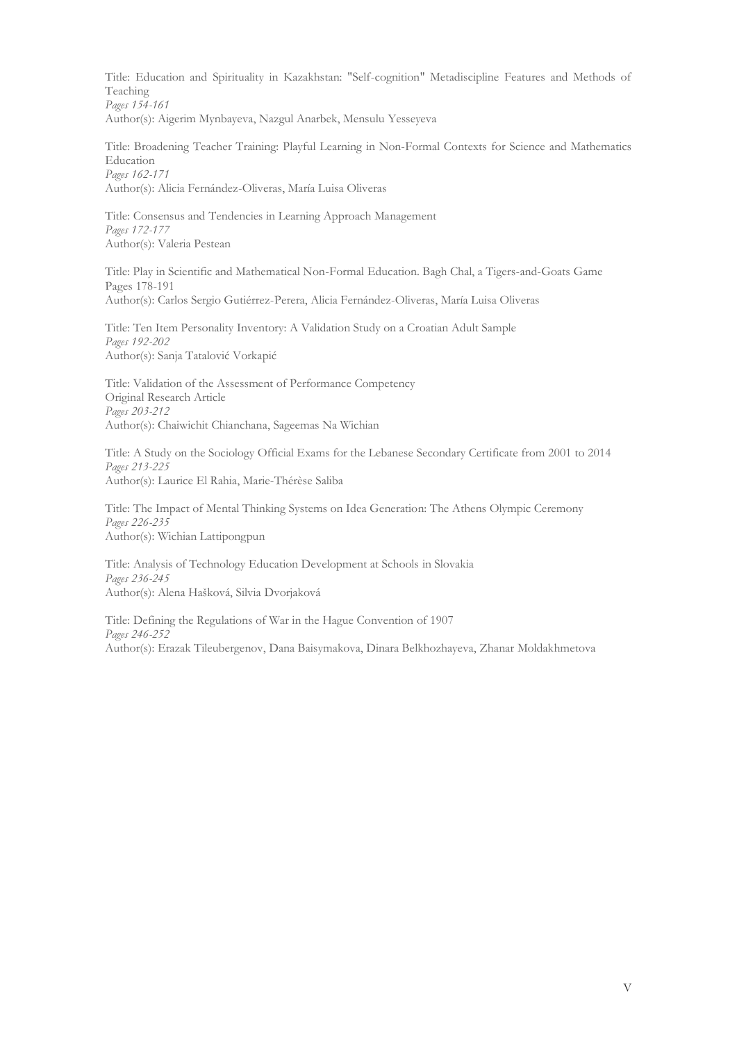Title: Education and Spirituality in Kazakhstan: "Self-cognition" Metadiscipline Features and Methods of Teaching
*Pages 154-161*
Author(s): Aigerim Mynbayeva, Nazgul Anarbek, Mensulu Yesseyeva

Title: Broadening Teacher Training: Playful Learning in Non-Formal Contexts for Science and Mathematics Education
*Pages 162-171*
Author(s): Alicia Fernández-Oliveras, María Luisa Oliveras

Title: Consensus and Tendencies in Learning Approach Management
*Pages 172-177*
Author(s): Valeria Pestean

Title: Play in Scientific and Mathematical Non-Formal Education. Bagh Chal, a Tigers-and-Goats Game
Pages 178-191
Author(s): Carlos Sergio Gutiérrez-Perera, Alicia Fernández-Oliveras, María Luisa Oliveras

Title: Ten Item Personality Inventory: A Validation Study on a Croatian Adult Sample
*Pages 192-202*
Author(s): Sanja Tatalović Vorkapić

Title: Validation of the Assessment of Performance Competency
Original Research Article
*Pages 203-212*
Author(s): Chaiwichit Chianchana, Sageemas Na Wichian

Title: A Study on the Sociology Official Exams for the Lebanese Secondary Certificate from 2001 to 2014
*Pages 213-225*
Author(s): Laurice El Rahia, Marie-Thérèse Saliba

Title: The Impact of Mental Thinking Systems on Idea Generation: The Athens Olympic Ceremony
*Pages 226-235*
Author(s): Wichian Lattipongpun

Title: Analysis of Technology Education Development at Schools in Slovakia
*Pages 236-245*
Author(s): Alena Hašková, Silvia Dvorjaková

Title: Defining the Regulations of War in the Hague Convention of 1907
*Pages 246-252*
Author(s): Erazak Tileubergenov, Dana Baisymakova, Dinara Belkhozhayeva, Zhanar Moldakhmetova